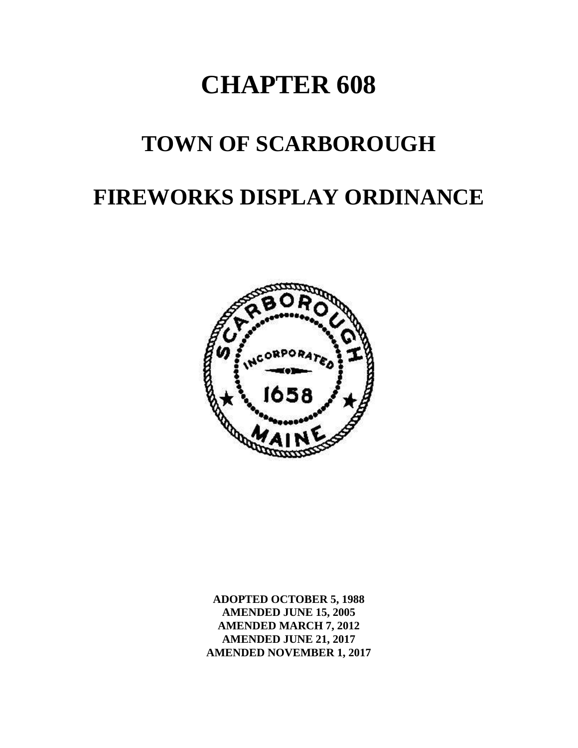# CHAPTER 608

# TOWN OF SCARBOROUGH

# FIREWORKS DISPLAY ORDINANCE

**ADOPTED OCTOBER 5, 1988**
**AMENDED JUNE 15, 2005**
**AMENDED MARCH 7, 2012**
**AMENDED JUNE 21, 2017**
**AMENDED NOVEMBER 1, 2017**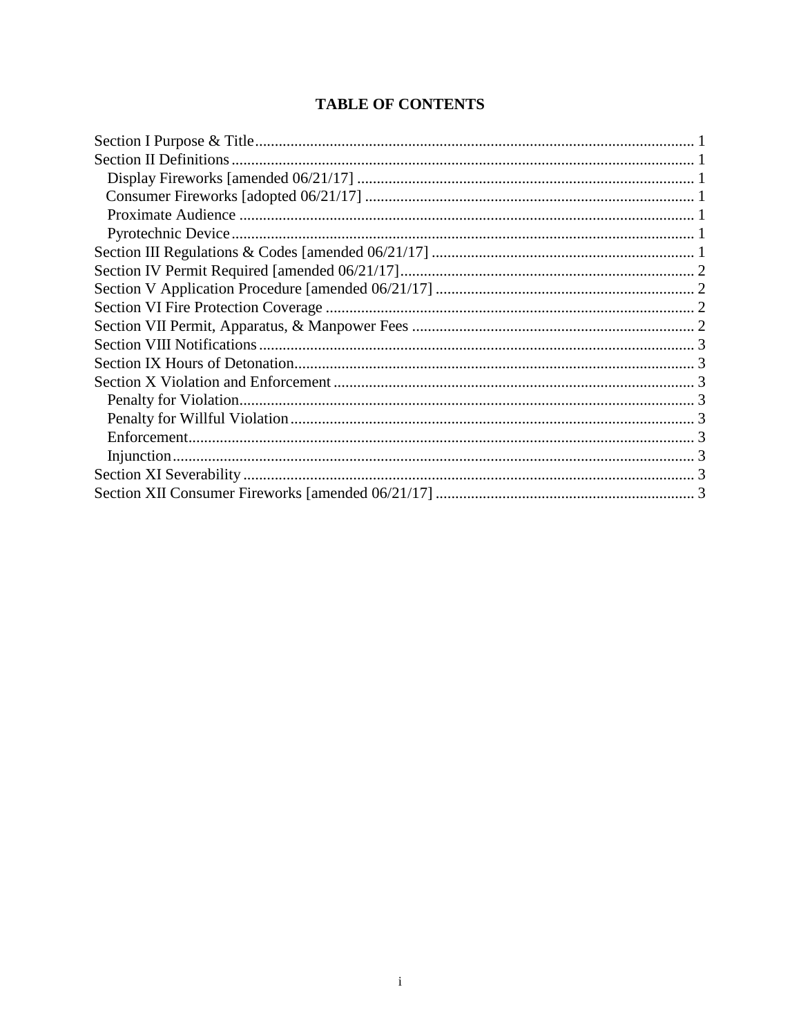# TABLE OF CONTENTS

Section I Purpose & Title ........................................................................................................... 1
Section II Definitions .................................................................................................................. 1
  Display Fireworks [amended 06/21/17] ..................................................................................... 1
  Consumer Fireworks [adopted 06/21/17] ................................................................................... 1
  Proximate Audience .................................................................................................................. 1
  Pyrotechnic Device .................................................................................................................... 1
Section III Regulations & Codes [amended 06/21/17] .................................................................. 1
Section IV Permit Required [amended 06/21/17] .......................................................................... 2
Section V Application Procedure [amended 06/21/17] ................................................................. 2
Section VI Fire Protection Coverage ............................................................................................ 2
Section VII Permit, Apparatus, & Manpower Fees ....................................................................... 2
Section VIII Notifications .............................................................................................................. 3
Section IX Hours of Detonation ..................................................................................................... 3
Section X Violation and Enforcement ........................................................................................... 3
  Penalty for Violation .................................................................................................................. 3
  Penalty for Willful Violation ...................................................................................................... 3
  Enforcement ............................................................................................................................... 3
  Injunction ................................................................................................................................... 3
Section XI Severability .................................................................................................................. 3
Section XII Consumer Fireworks [amended 06/21/17] ................................................................. 3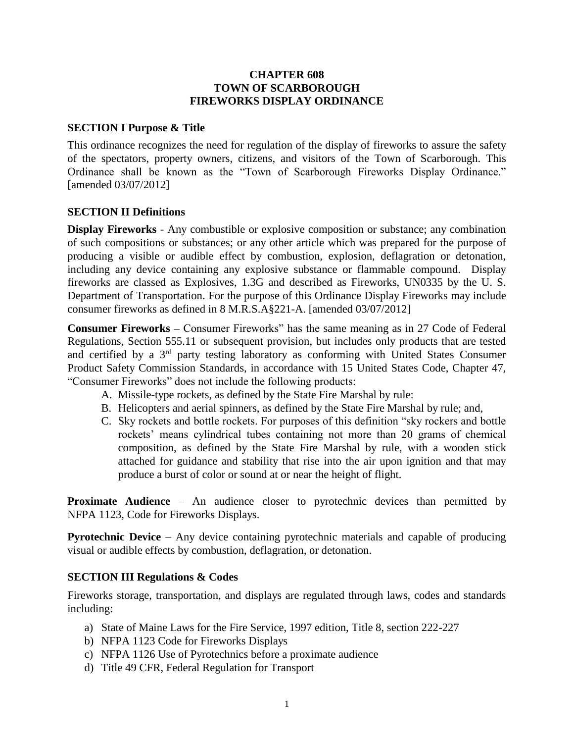# CHAPTER 608
# TOWN OF SCARBOROUGH
# FIREWORKS DISPLAY ORDINANCE

## SECTION I Purpose & Title

This ordinance recognizes the need for regulation of the display of fireworks to assure the safety of the spectators, property owners, citizens, and visitors of the Town of Scarborough. This Ordinance shall be known as the "Town of Scarborough Fireworks Display Ordinance." [amended 03/07/2012]

## SECTION II Definitions

**Display Fireworks** - Any combustible or explosive composition or substance; any combination of such compositions or substances; or any other article which was prepared for the purpose of producing a visible or audible effect by combustion, explosion, deflagration or detonation, including any device containing any explosive substance or flammable compound. Display fireworks are classed as Explosives, 1.3G and described as Fireworks, UN0335 by the U. S. Department of Transportation. For the purpose of this Ordinance Display Fireworks may include consumer fireworks as defined in 8 M.R.S.A§221-A. [amended 03/07/2012]

**Consumer Fireworks –** Consumer Fireworks" has the same meaning as in 27 Code of Federal Regulations, Section 555.11 or subsequent provision, but includes only products that are tested and certified by a 3rd party testing laboratory as conforming with United States Consumer Product Safety Commission Standards, in accordance with 15 United States Code, Chapter 47, "Consumer Fireworks" does not include the following products:

A. Missile-type rockets, as defined by the State Fire Marshal by rule:
B. Helicopters and aerial spinners, as defined by the State Fire Marshal by rule; and,
C. Sky rockets and bottle rockets. For purposes of this definition "sky rockers and bottle rockets' means cylindrical tubes containing not more than 20 grams of chemical composition, as defined by the State Fire Marshal by rule, with a wooden stick attached for guidance and stability that rise into the air upon ignition and that may produce a burst of color or sound at or near the height of flight.

**Proximate Audience** – An audience closer to pyrotechnic devices than permitted by NFPA 1123, Code for Fireworks Displays.

**Pyrotechnic Device** – Any device containing pyrotechnic materials and capable of producing visual or audible effects by combustion, deflagration, or detonation.

## SECTION III Regulations & Codes

Fireworks storage, transportation, and displays are regulated through laws, codes and standards including:

a) State of Maine Laws for the Fire Service, 1997 edition, Title 8, section 222-227
b) NFPA 1123 Code for Fireworks Displays
c) NFPA 1126 Use of Pyrotechnics before a proximate audience
d) Title 49 CFR, Federal Regulation for Transport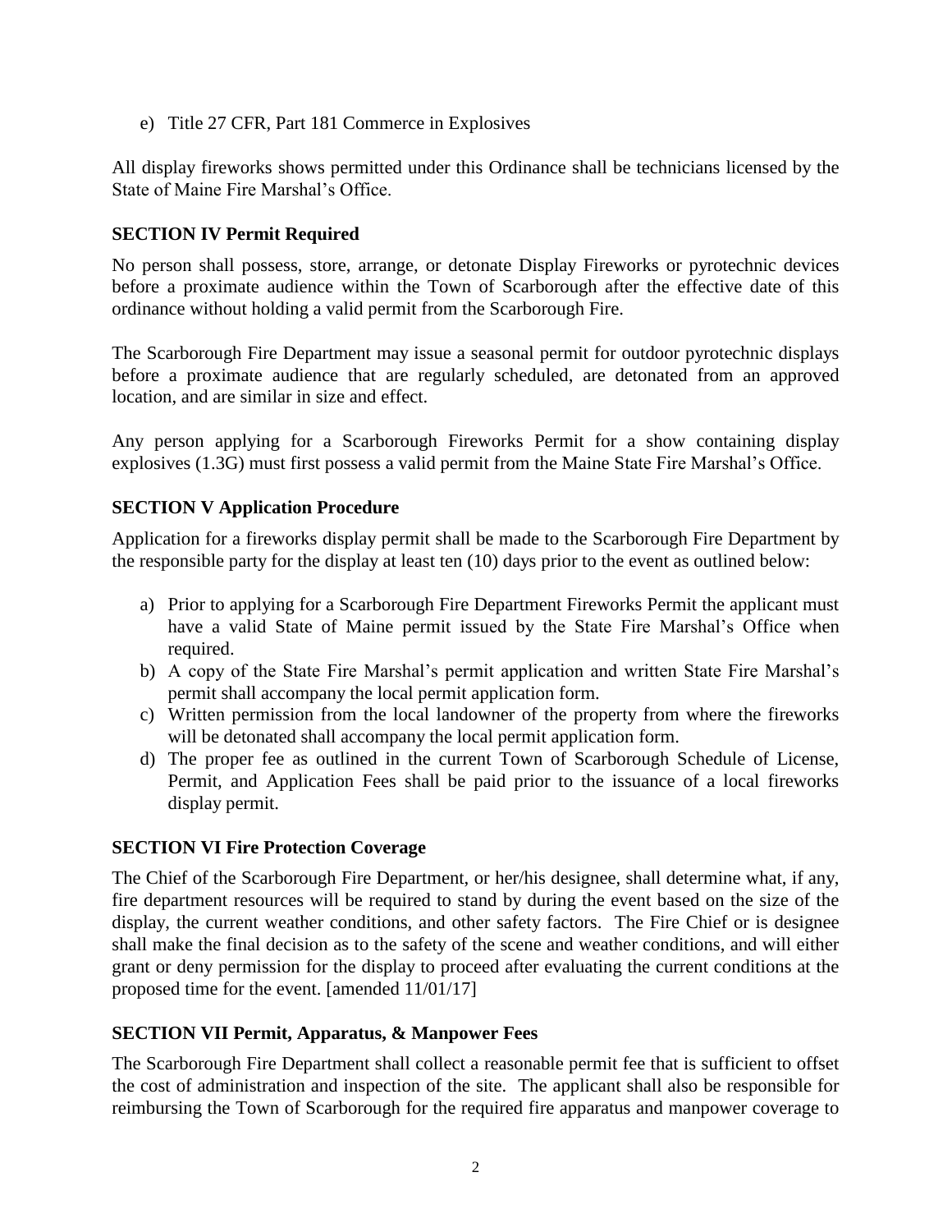e) Title 27 CFR, Part 181 Commerce in Explosives

All display fireworks shows permitted under this Ordinance shall be technicians licensed by the State of Maine Fire Marshal's Office.

**SECTION IV Permit Required**

No person shall possess, store, arrange, or detonate Display Fireworks or pyrotechnic devices before a proximate audience within the Town of Scarborough after the effective date of this ordinance without holding a valid permit from the Scarborough Fire.

The Scarborough Fire Department may issue a seasonal permit for outdoor pyrotechnic displays before a proximate audience that are regularly scheduled, are detonated from an approved location, and are similar in size and effect.

Any person applying for a Scarborough Fireworks Permit for a show containing display explosives (1.3G) must first possess a valid permit from the Maine State Fire Marshal's Office.

**SECTION V Application Procedure**

Application for a fireworks display permit shall be made to the Scarborough Fire Department by the responsible party for the display at least ten (10) days prior to the event as outlined below:

a) Prior to applying for a Scarborough Fire Department Fireworks Permit the applicant must have a valid State of Maine permit issued by the State Fire Marshal's Office when required.
b) A copy of the State Fire Marshal's permit application and written State Fire Marshal's permit shall accompany the local permit application form.
c) Written permission from the local landowner of the property from where the fireworks will be detonated shall accompany the local permit application form.
d) The proper fee as outlined in the current Town of Scarborough Schedule of License, Permit, and Application Fees shall be paid prior to the issuance of a local fireworks display permit.

**SECTION VI Fire Protection Coverage**

The Chief of the Scarborough Fire Department, or her/his designee, shall determine what, if any, fire department resources will be required to stand by during the event based on the size of the display, the current weather conditions, and other safety factors. The Fire Chief or is designee shall make the final decision as to the safety of the scene and weather conditions, and will either grant or deny permission for the display to proceed after evaluating the current conditions at the proposed time for the event. [amended 11/01/17]

**SECTION VII Permit, Apparatus, & Manpower Fees**

The Scarborough Fire Department shall collect a reasonable permit fee that is sufficient to offset the cost of administration and inspection of the site. The applicant shall also be responsible for reimbursing the Town of Scarborough for the required fire apparatus and manpower coverage to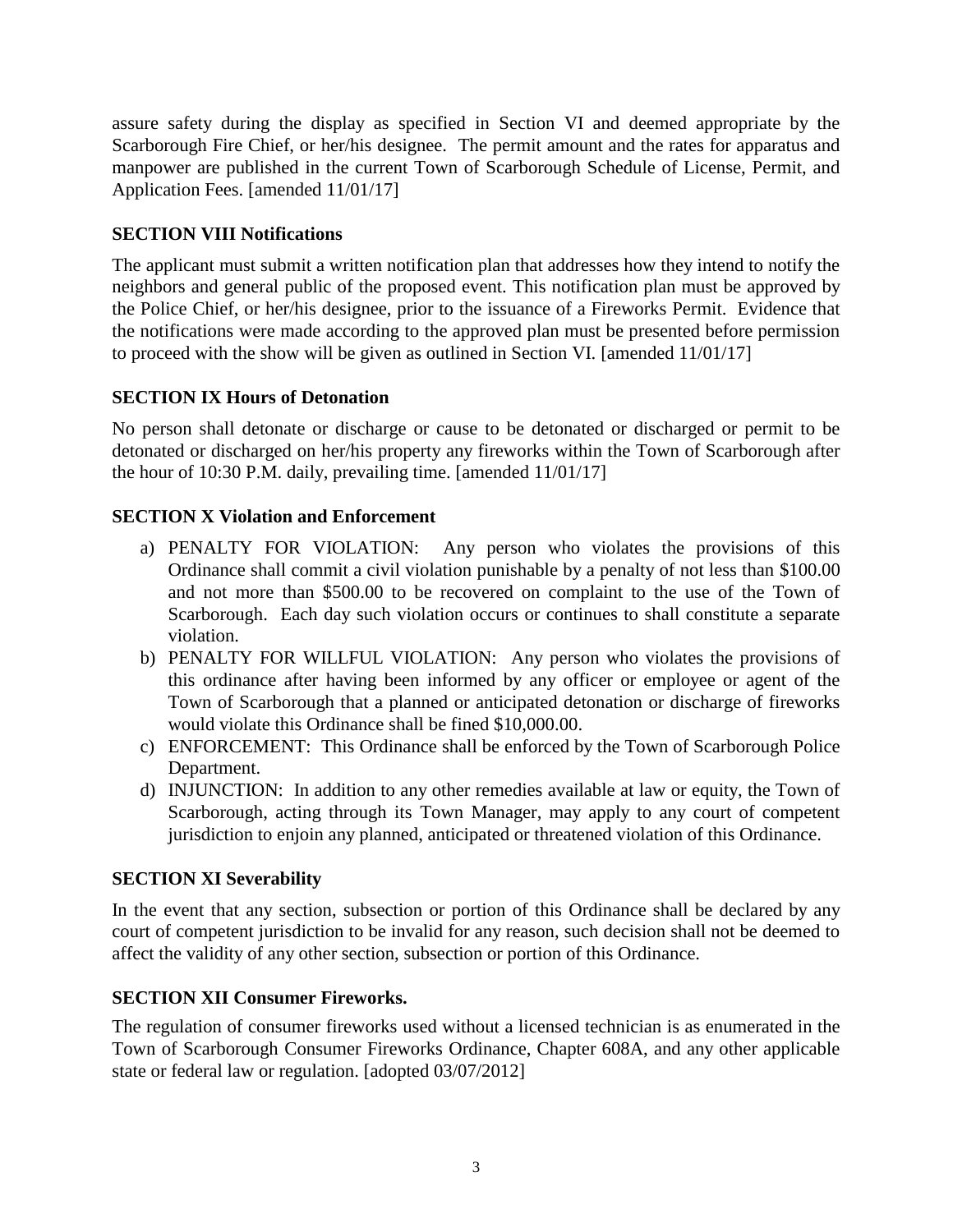assure safety during the display as specified in Section VI and deemed appropriate by the Scarborough Fire Chief, or her/his designee. The permit amount and the rates for apparatus and manpower are published in the current Town of Scarborough Schedule of License, Permit, and Application Fees. [amended 11/01/17]

**SECTION VIII Notifications**

The applicant must submit a written notification plan that addresses how they intend to notify the neighbors and general public of the proposed event. This notification plan must be approved by the Police Chief, or her/his designee, prior to the issuance of a Fireworks Permit. Evidence that the notifications were made according to the approved plan must be presented before permission to proceed with the show will be given as outlined in Section VI. [amended 11/01/17]

**SECTION IX Hours of Detonation**

No person shall detonate or discharge or cause to be detonated or discharged or permit to be detonated or discharged on her/his property any fireworks within the Town of Scarborough after the hour of 10:30 P.M. daily, prevailing time. [amended 11/01/17]

**SECTION X Violation and Enforcement**

a) PENALTY FOR VIOLATION: Any person who violates the provisions of this Ordinance shall commit a civil violation punishable by a penalty of not less than $100.00 and not more than $500.00 to be recovered on complaint to the use of the Town of Scarborough. Each day such violation occurs or continues to shall constitute a separate violation.
b) PENALTY FOR WILLFUL VIOLATION: Any person who violates the provisions of this ordinance after having been informed by any officer or employee or agent of the Town of Scarborough that a planned or anticipated detonation or discharge of fireworks would violate this Ordinance shall be fined $10,000.00.
c) ENFORCEMENT: This Ordinance shall be enforced by the Town of Scarborough Police Department.
d) INJUNCTION: In addition to any other remedies available at law or equity, the Town of Scarborough, acting through its Town Manager, may apply to any court of competent jurisdiction to enjoin any planned, anticipated or threatened violation of this Ordinance.

**SECTION XI Severability**

In the event that any section, subsection or portion of this Ordinance shall be declared by any court of competent jurisdiction to be invalid for any reason, such decision shall not be deemed to affect the validity of any other section, subsection or portion of this Ordinance.

**SECTION XII Consumer Fireworks.**

The regulation of consumer fireworks used without a licensed technician is as enumerated in the Town of Scarborough Consumer Fireworks Ordinance, Chapter 608A, and any other applicable state or federal law or regulation. [adopted 03/07/2012]